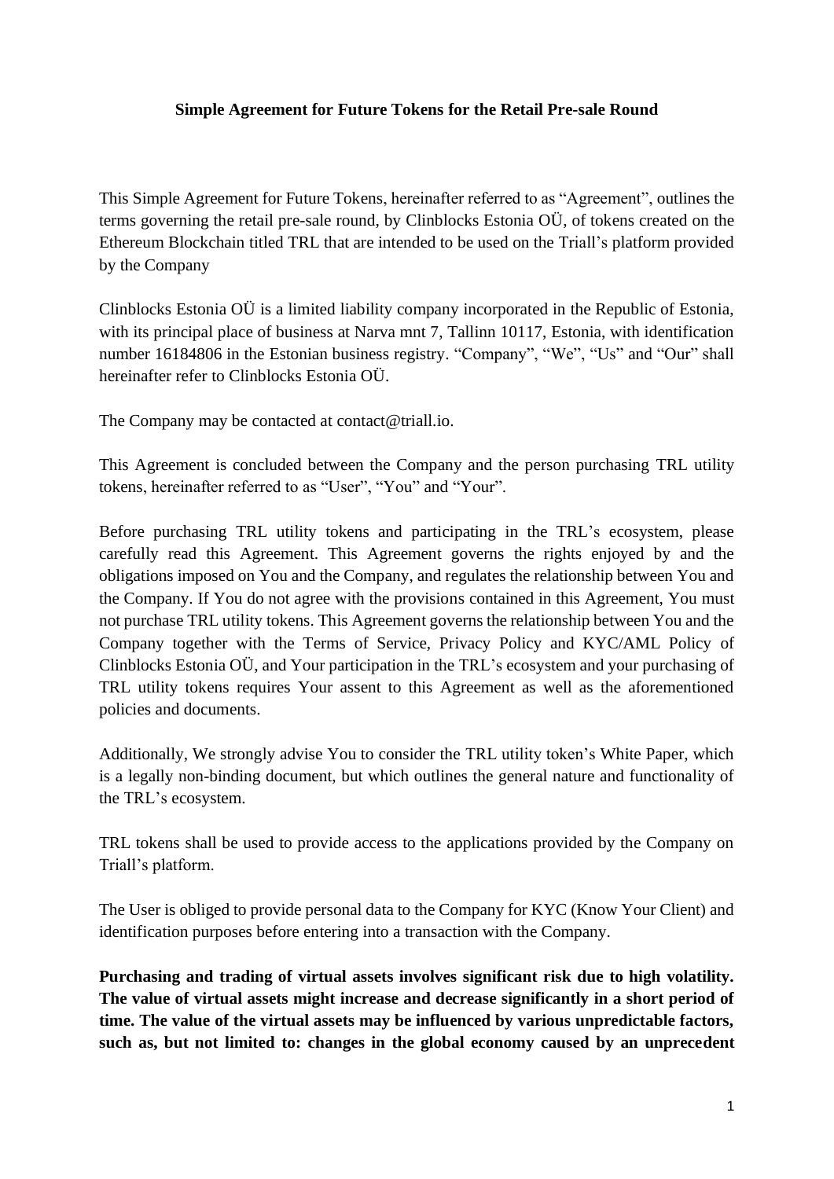# Simple Agreement for Future Tokens for the Retail Pre-sale Round

This Simple Agreement for Future Tokens, hereinafter referred to as "Agreement", outlines the terms governing the retail pre-sale round, by Clinblocks Estonia OÜ, of tokens created on the Ethereum Blockchain titled TRL that are intended to be used on the Triall's platform provided by the Company

Clinblocks Estonia OÜ is a limited liability company incorporated in the Republic of Estonia, with its principal place of business at Narva mnt 7, Tallinn 10117, Estonia, with identification number 16184806 in the Estonian business registry. "Company", "We", "Us" and "Our" shall hereinafter refer to Clinblocks Estonia OÜ.

The Company may be contacted at contact@triall.io.

This Agreement is concluded between the Company and the person purchasing TRL utility tokens, hereinafter referred to as "User", "You" and "Your".

Before purchasing TRL utility tokens and participating in the TRL's ecosystem, please carefully read this Agreement. This Agreement governs the rights enjoyed by and the obligations imposed on You and the Company, and regulates the relationship between You and the Company. If You do not agree with the provisions contained in this Agreement, You must not purchase TRL utility tokens. This Agreement governs the relationship between You and the Company together with the Terms of Service, Privacy Policy and KYC/AML Policy of Clinblocks Estonia OÜ, and Your participation in the TRL's ecosystem and your purchasing of TRL utility tokens requires Your assent to this Agreement as well as the aforementioned policies and documents.

Additionally, We strongly advise You to consider the TRL utility token's White Paper, which is a legally non-binding document, but which outlines the general nature and functionality of the TRL's ecosystem.

TRL tokens shall be used to provide access to the applications provided by the Company on Triall's platform.

The User is obliged to provide personal data to the Company for KYC (Know Your Client) and identification purposes before entering into a transaction with the Company.

**Purchasing and trading of virtual assets involves significant risk due to high volatility. The value of virtual assets might increase and decrease significantly in a short period of time. The value of the virtual assets may be influenced by various unpredictable factors, such as, but not limited to: changes in the global economy caused by an unprecedent**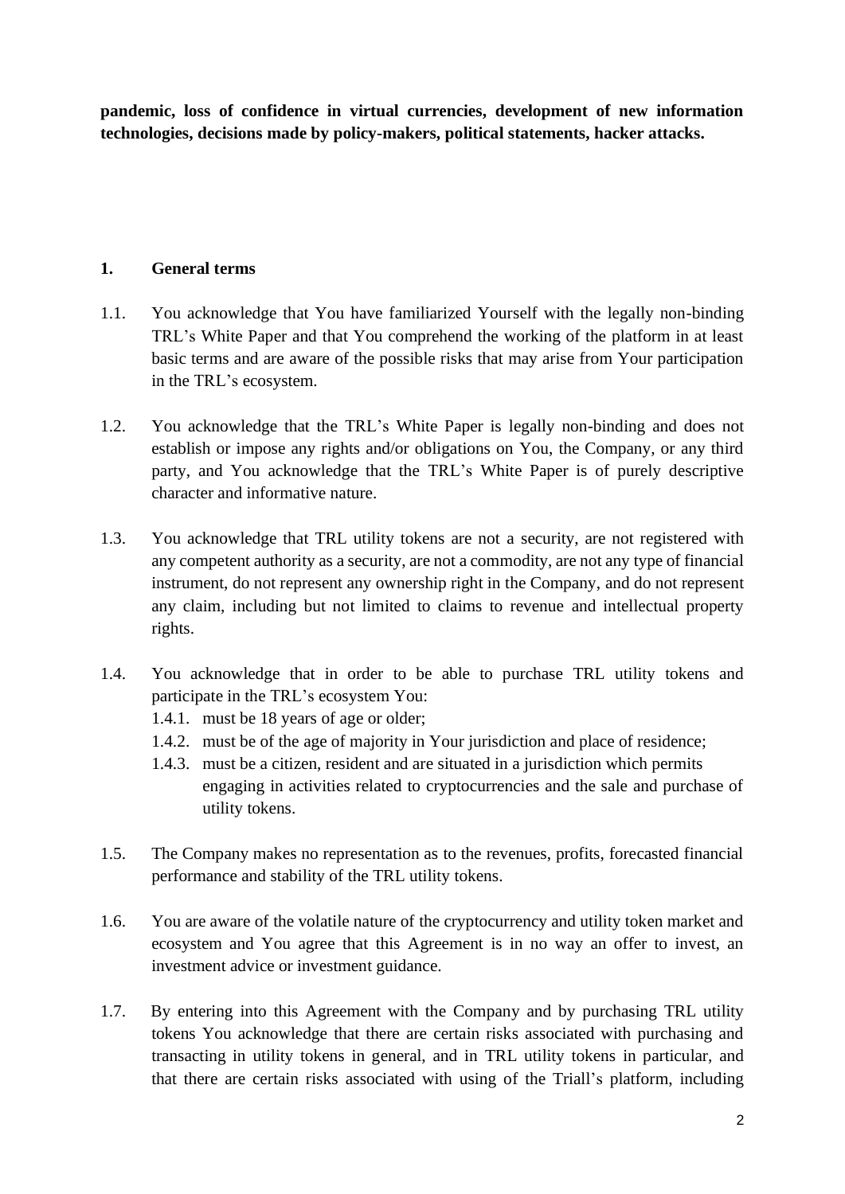**pandemic, loss of confidence in virtual currencies, development of new information technologies, decisions made by policy-makers, political statements, hacker attacks.**

## 1. General terms

1.1. You acknowledge that You have familiarized Yourself with the legally non-binding TRL's White Paper and that You comprehend the working of the platform in at least basic terms and are aware of the possible risks that may arise from Your participation in the TRL's ecosystem.

1.2. You acknowledge that the TRL's White Paper is legally non-binding and does not establish or impose any rights and/or obligations on You, the Company, or any third party, and You acknowledge that the TRL's White Paper is of purely descriptive character and informative nature.

1.3. You acknowledge that TRL utility tokens are not a security, are not registered with any competent authority as a security, are not a commodity, are not any type of financial instrument, do not represent any ownership right in the Company, and do not represent any claim, including but not limited to claims to revenue and intellectual property rights.

1.4. You acknowledge that in order to be able to purchase TRL utility tokens and participate in the TRL's ecosystem You:

- 1.4.1. must be 18 years of age or older;
- 1.4.2. must be of the age of majority in Your jurisdiction and place of residence;
- 1.4.3. must be a citizen, resident and are situated in a jurisdiction which permits engaging in activities related to cryptocurrencies and the sale and purchase of utility tokens.

1.5. The Company makes no representation as to the revenues, profits, forecasted financial performance and stability of the TRL utility tokens.

1.6. You are aware of the volatile nature of the cryptocurrency and utility token market and ecosystem and You agree that this Agreement is in no way an offer to invest, an investment advice or investment guidance.

1.7. By entering into this Agreement with the Company and by purchasing TRL utility tokens You acknowledge that there are certain risks associated with purchasing and transacting in utility tokens in general, and in TRL utility tokens in particular, and that there are certain risks associated with using of the Triall's platform, including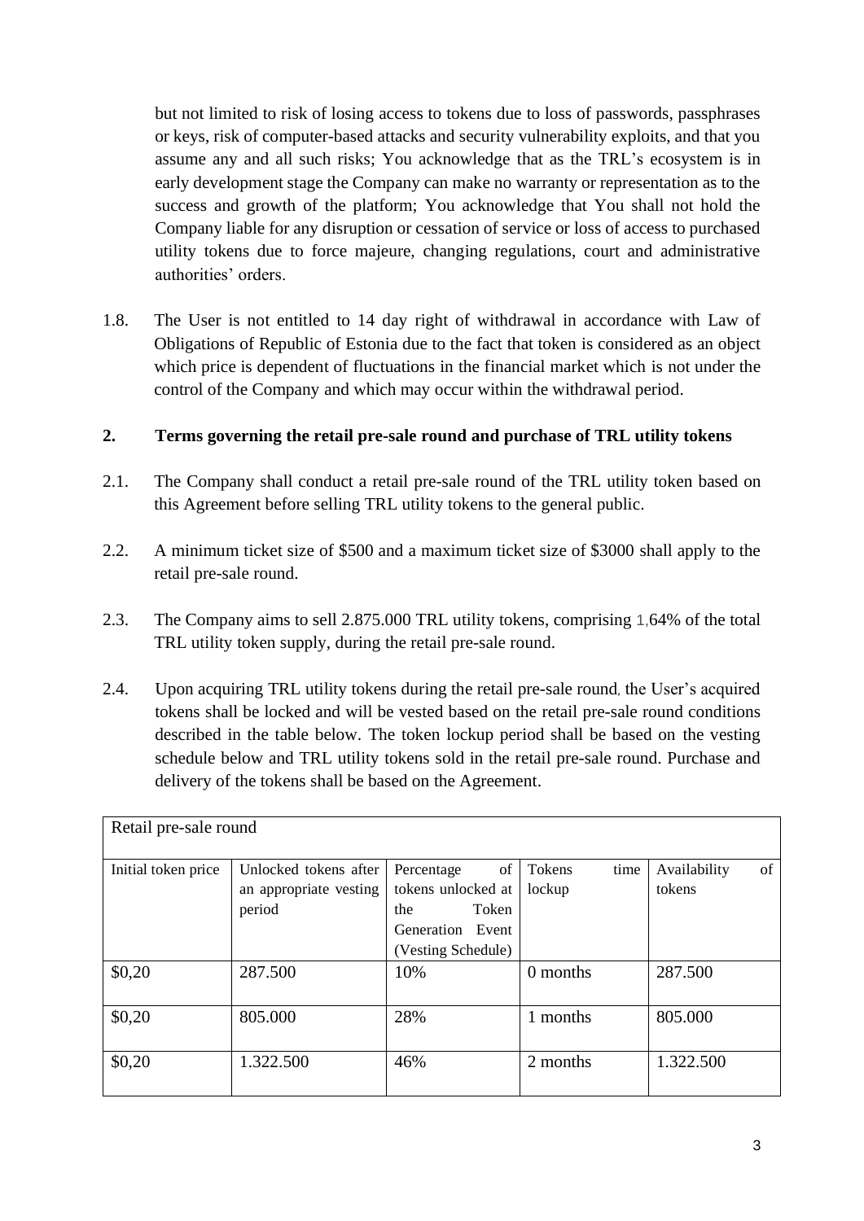but not limited to risk of losing access to tokens due to loss of passwords, passphrases or keys, risk of computer-based attacks and security vulnerability exploits, and that you assume any and all such risks; You acknowledge that as the TRL's ecosystem is in early development stage the Company can make no warranty or representation as to the success and growth of the platform; You acknowledge that You shall not hold the Company liable for any disruption or cessation of service or loss of access to purchased utility tokens due to force majeure, changing regulations, court and administrative authorities' orders.

1.8. The User is not entitled to 14 day right of withdrawal in accordance with Law of Obligations of Republic of Estonia due to the fact that token is considered as an object which price is dependent of fluctuations in the financial market which is not under the control of the Company and which may occur within the withdrawal period.

**2. Terms governing the retail pre-sale round and purchase of TRL utility tokens**

2.1. The Company shall conduct a retail pre-sale round of the TRL utility token based on this Agreement before selling TRL utility tokens to the general public.

2.2. A minimum ticket size of \$500 and a maximum ticket size of \$3000 shall apply to the retail pre-sale round.

2.3. The Company aims to sell 2.875.000 TRL utility tokens, comprising 1,64% of the total TRL utility token supply, during the retail pre-sale round.

2.4. Upon acquiring TRL utility tokens during the retail pre-sale round, the User's acquired tokens shall be locked and will be vested based on the retail pre-sale round conditions described in the table below. The token lockup period shall be based on the vesting schedule below and TRL utility tokens sold in the retail pre-sale round. Purchase and delivery of the tokens shall be based on the Agreement.

| Retail pre-sale round | | | | |
|---|---|---|---|---|
| Initial token price | Unlocked tokens after an appropriate vesting period | Percentage of tokens unlocked at the Token Generation Event (Vesting Schedule) | Tokens time lockup | Availability of tokens |
| \$0,20 | 287.500 | 10% | 0 months | 287.500 |
| \$0,20 | 805.000 | 28% | 1 months | 805.000 |
| \$0,20 | 1.322.500 | 46% | 2 months | 1.322.500 |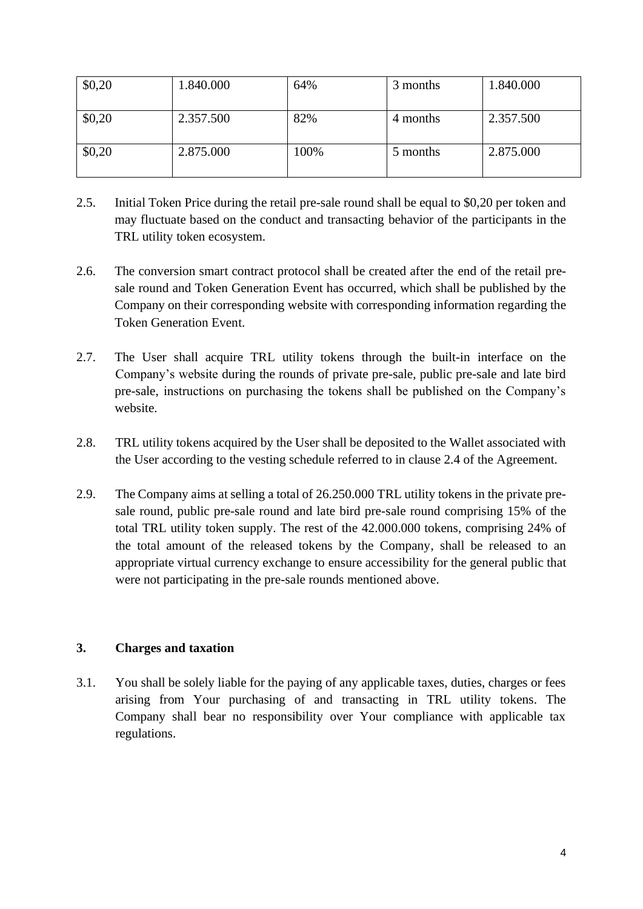| $0,20 | 1.840.000 | 64% | 3 months | 1.840.000 |
|---|---|---|---|---|
| $0,20 | 2.357.500 | 82% | 4 months | 2.357.500 |
| $0,20 | 2.875.000 | 100% | 5 months | 2.875.000 |

2.5. Initial Token Price during the retail pre-sale round shall be equal to $0,20 per token and may fluctuate based on the conduct and transacting behavior of the participants in the TRL utility token ecosystem.

2.6. The conversion smart contract protocol shall be created after the end of the retail pre-sale round and Token Generation Event has occurred, which shall be published by the Company on their corresponding website with corresponding information regarding the Token Generation Event.

2.7. The User shall acquire TRL utility tokens through the built-in interface on the Company's website during the rounds of private pre-sale, public pre-sale and late bird pre-sale, instructions on purchasing the tokens shall be published on the Company's website.

2.8. TRL utility tokens acquired by the User shall be deposited to the Wallet associated with the User according to the vesting schedule referred to in clause 2.4 of the Agreement.

2.9. The Company aims at selling a total of 26.250.000 TRL utility tokens in the private pre-sale round, public pre-sale round and late bird pre-sale round comprising 15% of the total TRL utility token supply. The rest of the 42.000.000 tokens, comprising 24% of the total amount of the released tokens by the Company, shall be released to an appropriate virtual currency exchange to ensure accessibility for the general public that were not participating in the pre-sale rounds mentioned above.

### 3. Charges and taxation

3.1. You shall be solely liable for the paying of any applicable taxes, duties, charges or fees arising from Your purchasing of and transacting in TRL utility tokens. The Company shall bear no responsibility over Your compliance with applicable tax regulations.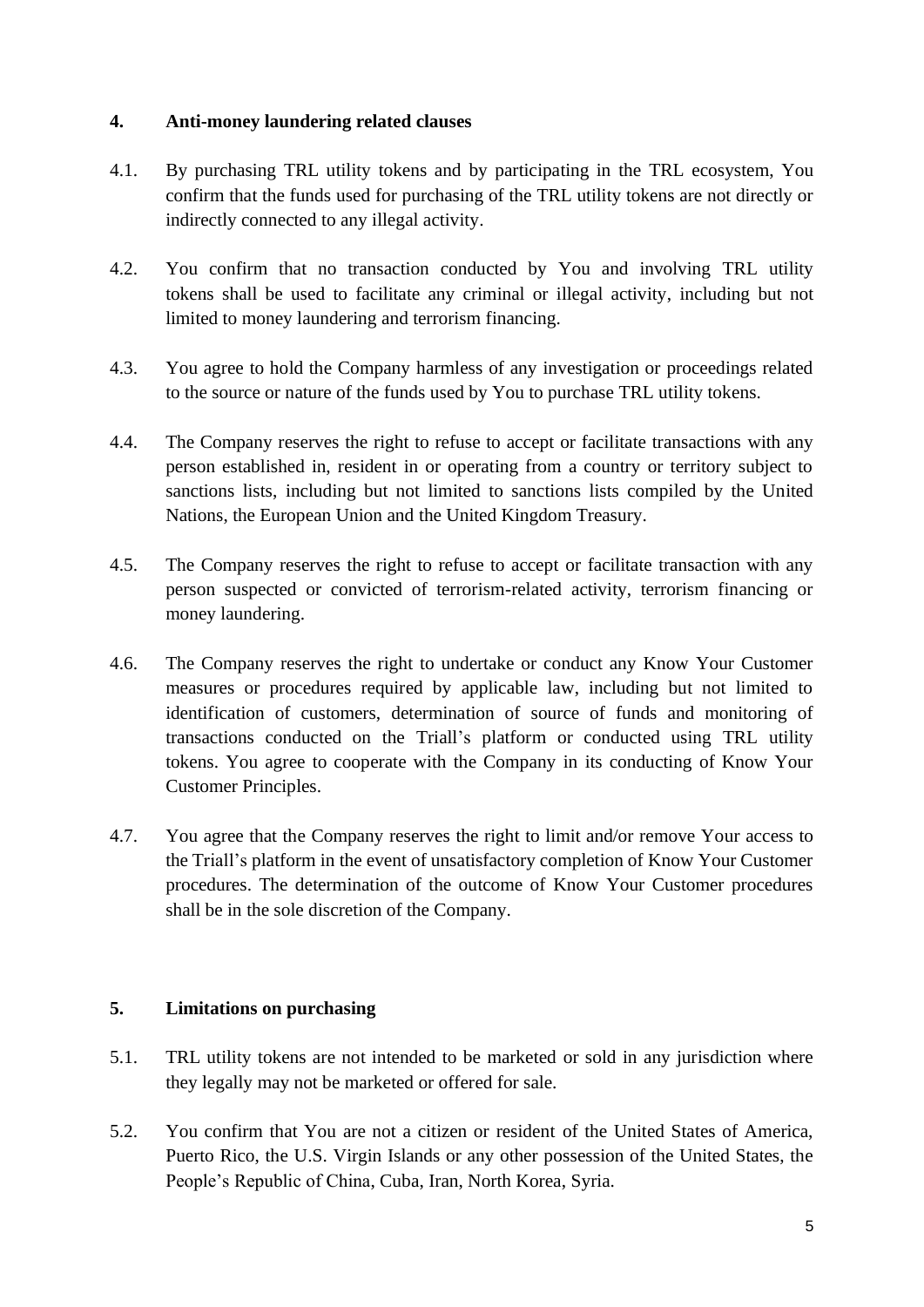## 4. Anti-money laundering related clauses

4.1. By purchasing TRL utility tokens and by participating in the TRL ecosystem, You confirm that the funds used for purchasing of the TRL utility tokens are not directly or indirectly connected to any illegal activity.

4.2. You confirm that no transaction conducted by You and involving TRL utility tokens shall be used to facilitate any criminal or illegal activity, including but not limited to money laundering and terrorism financing.

4.3. You agree to hold the Company harmless of any investigation or proceedings related to the source or nature of the funds used by You to purchase TRL utility tokens.

4.4. The Company reserves the right to refuse to accept or facilitate transactions with any person established in, resident in or operating from a country or territory subject to sanctions lists, including but not limited to sanctions lists compiled by the United Nations, the European Union and the United Kingdom Treasury.

4.5. The Company reserves the right to refuse to accept or facilitate transaction with any person suspected or convicted of terrorism-related activity, terrorism financing or money laundering.

4.6. The Company reserves the right to undertake or conduct any Know Your Customer measures or procedures required by applicable law, including but not limited to identification of customers, determination of source of funds and monitoring of transactions conducted on the Triall's platform or conducted using TRL utility tokens. You agree to cooperate with the Company in its conducting of Know Your Customer Principles.

4.7. You agree that the Company reserves the right to limit and/or remove Your access to the Triall's platform in the event of unsatisfactory completion of Know Your Customer procedures. The determination of the outcome of Know Your Customer procedures shall be in the sole discretion of the Company.

## 5. Limitations on purchasing

5.1. TRL utility tokens are not intended to be marketed or sold in any jurisdiction where they legally may not be marketed or offered for sale.

5.2. You confirm that You are not a citizen or resident of the United States of America, Puerto Rico, the U.S. Virgin Islands or any other possession of the United States, the People's Republic of China, Cuba, Iran, North Korea, Syria.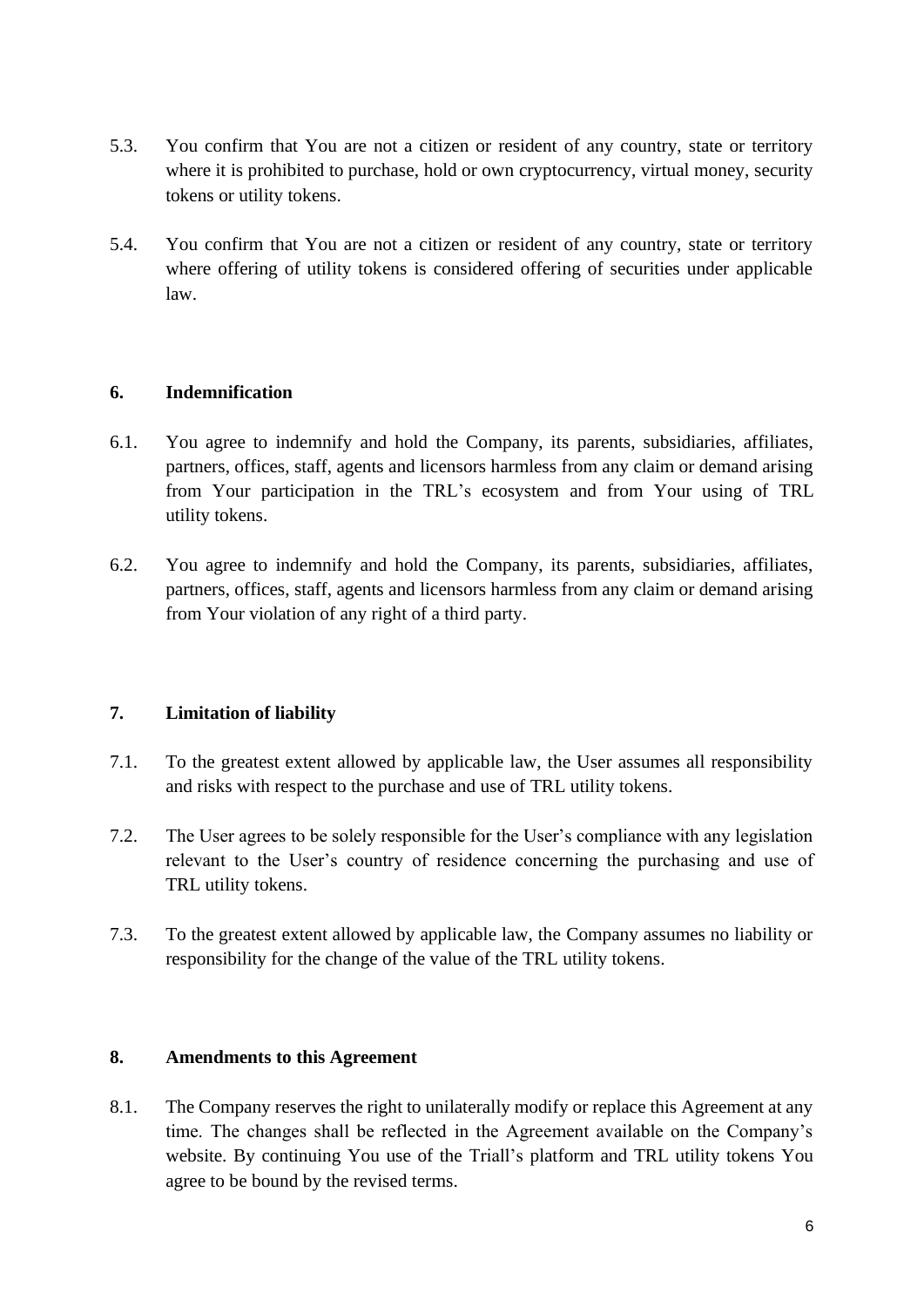5.3. You confirm that You are not a citizen or resident of any country, state or territory where it is prohibited to purchase, hold or own cryptocurrency, virtual money, security tokens or utility tokens.

5.4. You confirm that You are not a citizen or resident of any country, state or territory where offering of utility tokens is considered offering of securities under applicable law.

## 6. Indemnification

6.1. You agree to indemnify and hold the Company, its parents, subsidiaries, affiliates, partners, offices, staff, agents and licensors harmless from any claim or demand arising from Your participation in the TRL's ecosystem and from Your using of TRL utility tokens.

6.2. You agree to indemnify and hold the Company, its parents, subsidiaries, affiliates, partners, offices, staff, agents and licensors harmless from any claim or demand arising from Your violation of any right of a third party.

## 7. Limitation of liability

7.1. To the greatest extent allowed by applicable law, the User assumes all responsibility and risks with respect to the purchase and use of TRL utility tokens.

7.2. The User agrees to be solely responsible for the User's compliance with any legislation relevant to the User's country of residence concerning the purchasing and use of TRL utility tokens.

7.3. To the greatest extent allowed by applicable law, the Company assumes no liability or responsibility for the change of the value of the TRL utility tokens.

## 8. Amendments to this Agreement

8.1. The Company reserves the right to unilaterally modify or replace this Agreement at any time. The changes shall be reflected in the Agreement available on the Company's website. By continuing You use of the Triall's platform and TRL utility tokens You agree to be bound by the revised terms.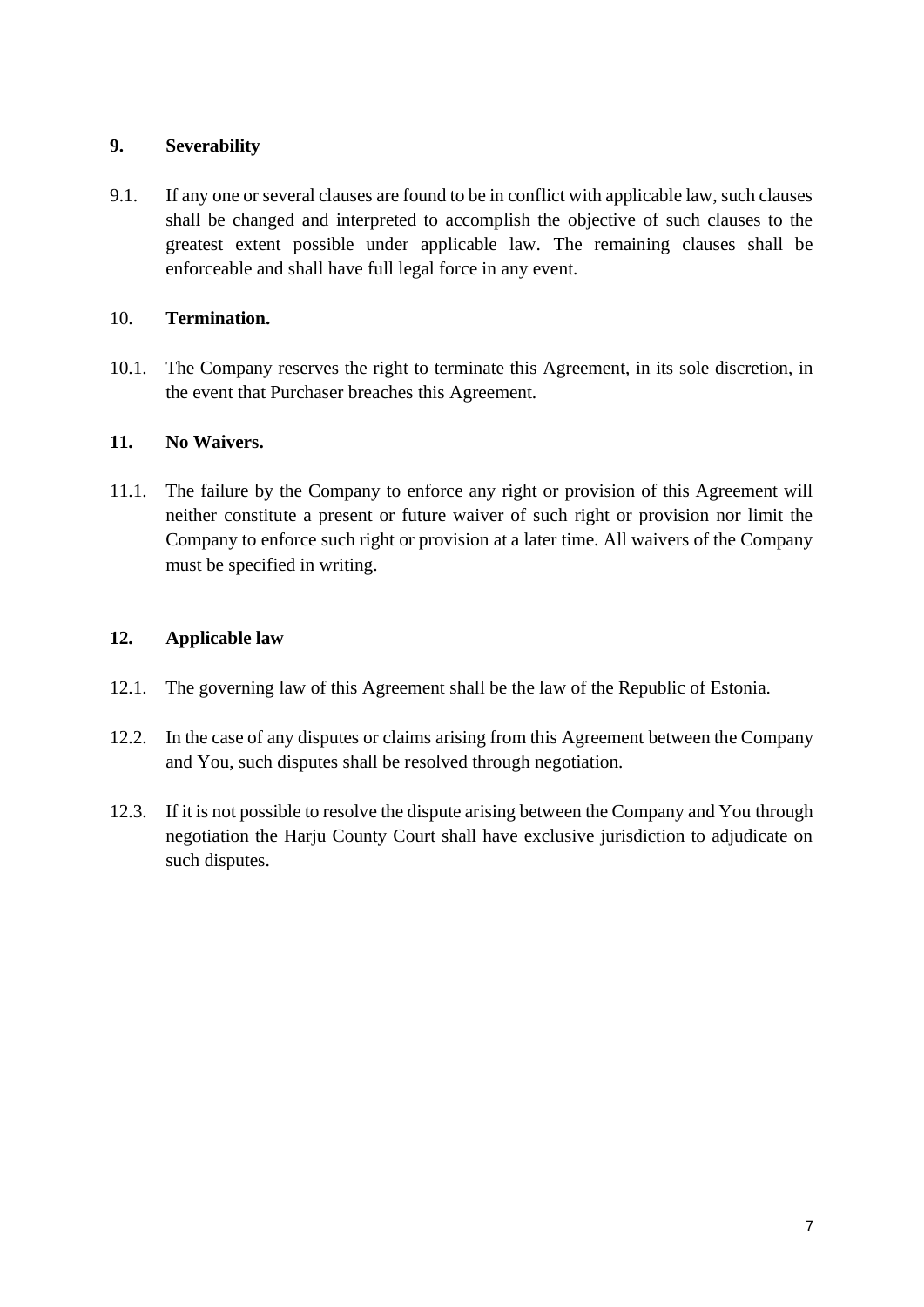**9. Severability**

9.1. If any one or several clauses are found to be in conflict with applicable law, such clauses shall be changed and interpreted to accomplish the objective of such clauses to the greatest extent possible under applicable law. The remaining clauses shall be enforceable and shall have full legal force in any event.

10. **Termination.**

10.1. The Company reserves the right to terminate this Agreement, in its sole discretion, in the event that Purchaser breaches this Agreement.

**11. No Waivers.**

11.1. The failure by the Company to enforce any right or provision of this Agreement will neither constitute a present or future waiver of such right or provision nor limit the Company to enforce such right or provision at a later time. All waivers of the Company must be specified in writing.

**12. Applicable law**

12.1. The governing law of this Agreement shall be the law of the Republic of Estonia.

12.2. In the case of any disputes or claims arising from this Agreement between the Company and You, such disputes shall be resolved through negotiation.

12.3. If it is not possible to resolve the dispute arising between the Company and You through negotiation the Harju County Court shall have exclusive jurisdiction to adjudicate on such disputes.